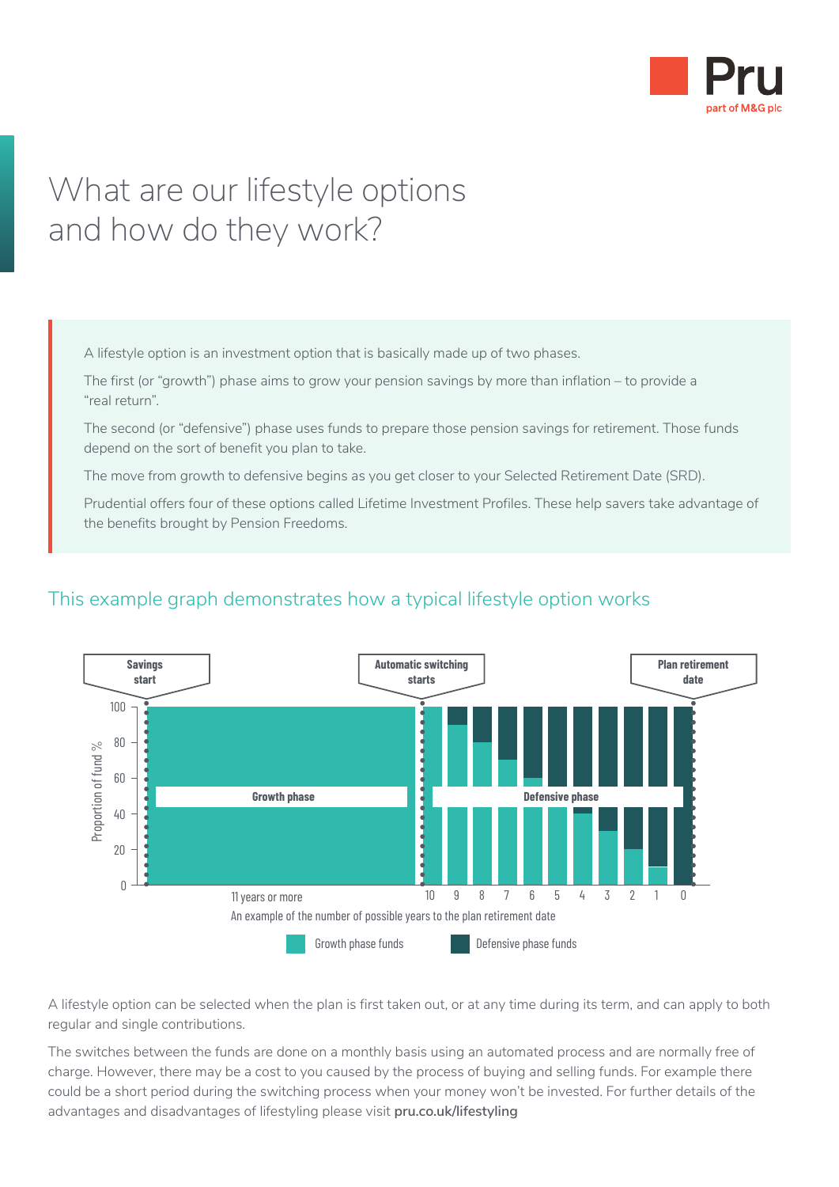# What are our lifestyle options and how do they work?

A lifestyle option is an investment option that is basically made up of two phases.

The first (or "growth") phase aims to grow your pension savings by more than inflation – to provide a "real return".

The second (or "defensive") phase uses funds to prepare those pension savings for retirement. Those funds depend on the sort of benefit you plan to take.

The move from growth to defensive begins as you get closer to your Selected Retirement Date (SRD).

Prudential offers four of these options called Lifetime Investment Profiles. These help savers take advantage of the benefits brought by Pension Freedoms.

## This example graph demonstrates how a typical lifestyle option works

Savings start | Automatic switching starts | Plan retirement date

Proportion of fund %

Growth phase | Defensive phase

11 years or more | 10 | 9 | 8 | 7 | 6 | 5 | 4 | 3 | 2 | 1 | 0

An example of the number of possible years to the plan retirement date

Growth phase funds | Defensive phase funds

A lifestyle option can be selected when the plan is first taken out, or at any time during its term, and can apply to both regular and single contributions.

The switches between the funds are done on a monthly basis using an automated process and are normally free of charge. However, there may be a cost to you caused by the process of buying and selling funds. For example there could be a short period during the switching process when your money won't be invested. For further details of the advantages and disadvantages of lifestyling please visit **pru.co.uk/lifestyling**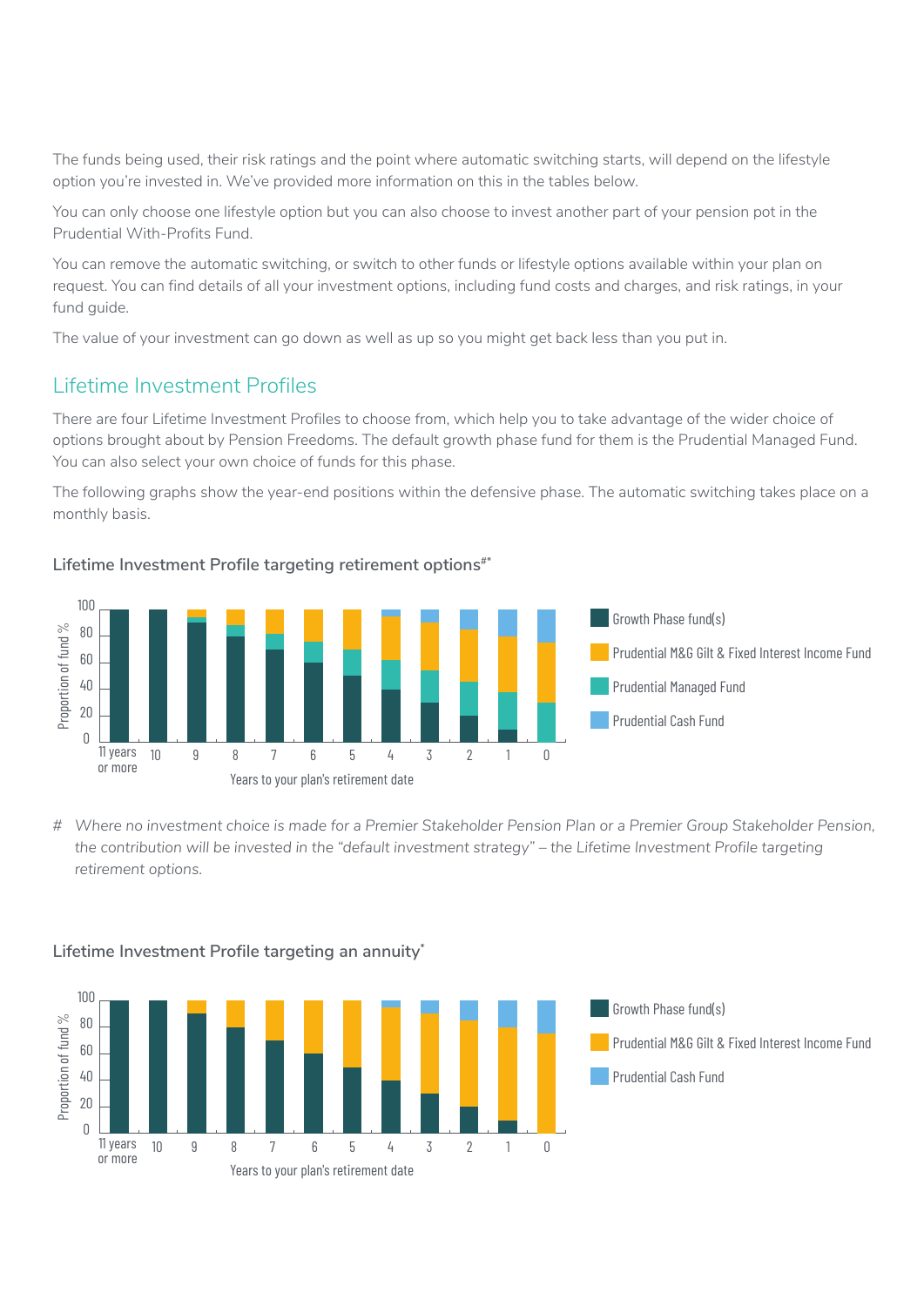The funds being used, their risk ratings and the point where automatic switching starts, will depend on the lifestyle option you're invested in. We've provided more information on this in the tables below.

You can only choose one lifestyle option but you can also choose to invest another part of your pension pot in the Prudential With-Profits Fund.

You can remove the automatic switching, or switch to other funds or lifestyle options available within your plan on request. You can find details of all your investment options, including fund costs and charges, and risk ratings, in your fund guide.

The value of your investment can go down as well as up so you might get back less than you put in.

## Lifetime Investment Profiles

There are four Lifetime Investment Profiles to choose from, which help you to take advantage of the wider choice of options brought about by Pension Freedoms. The default growth phase fund for them is the Prudential Managed Fund. You can also select your own choice of funds for this phase.

The following graphs show the year-end positions within the defensive phase. The automatic switching takes place on a monthly basis.

### Lifetime Investment Profile targeting retirement options#*

Proportion of fund %: 0, 20, 40, 60, 80, 100

Years to your plan's retirement date: 11 years or more, 10, 9, 8, 7, 6, 5, 4, 3, 2, 1, 0

- Growth Phase fund(s)
- Prudential M&G Gilt & Fixed Interest Income Fund
- Prudential Managed Fund
- Prudential Cash Fund

*# Where no investment choice is made for a Premier Stakeholder Pension Plan or a Premier Group Stakeholder Pension, the contribution will be invested in the "default investment strategy" – the Lifetime Investment Profile targeting retirement options.*

### Lifetime Investment Profile targeting an annuity*

Proportion of fund %: 0, 20, 40, 60, 80, 100

Years to your plan's retirement date: 11 years or more, 10, 9, 8, 7, 6, 5, 4, 3, 2, 1, 0

- Growth Phase fund(s)
- Prudential M&G Gilt & Fixed Interest Income Fund
- Prudential Cash Fund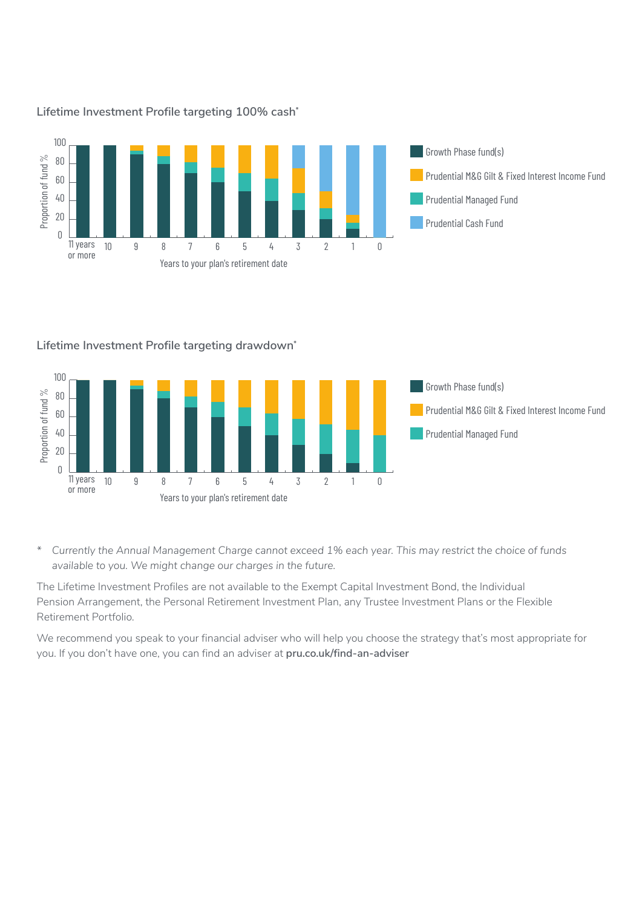### Lifetime Investment Profile targeting 100% cash*

### Lifetime Investment Profile targeting drawdown*

\* *Currently the Annual Management Charge cannot exceed 1% each year. This may restrict the choice of funds available to you. We might change our charges in the future.*

The Lifetime Investment Profiles are not available to the Exempt Capital Investment Bond, the Individual Pension Arrangement, the Personal Retirement Investment Plan, any Trustee Investment Plans or the Flexible Retirement Portfolio.

We recommend you speak to your financial adviser who will help you choose the strategy that's most appropriate for you. If you don't have one, you can find an adviser at **pru.co.uk/find-an-adviser**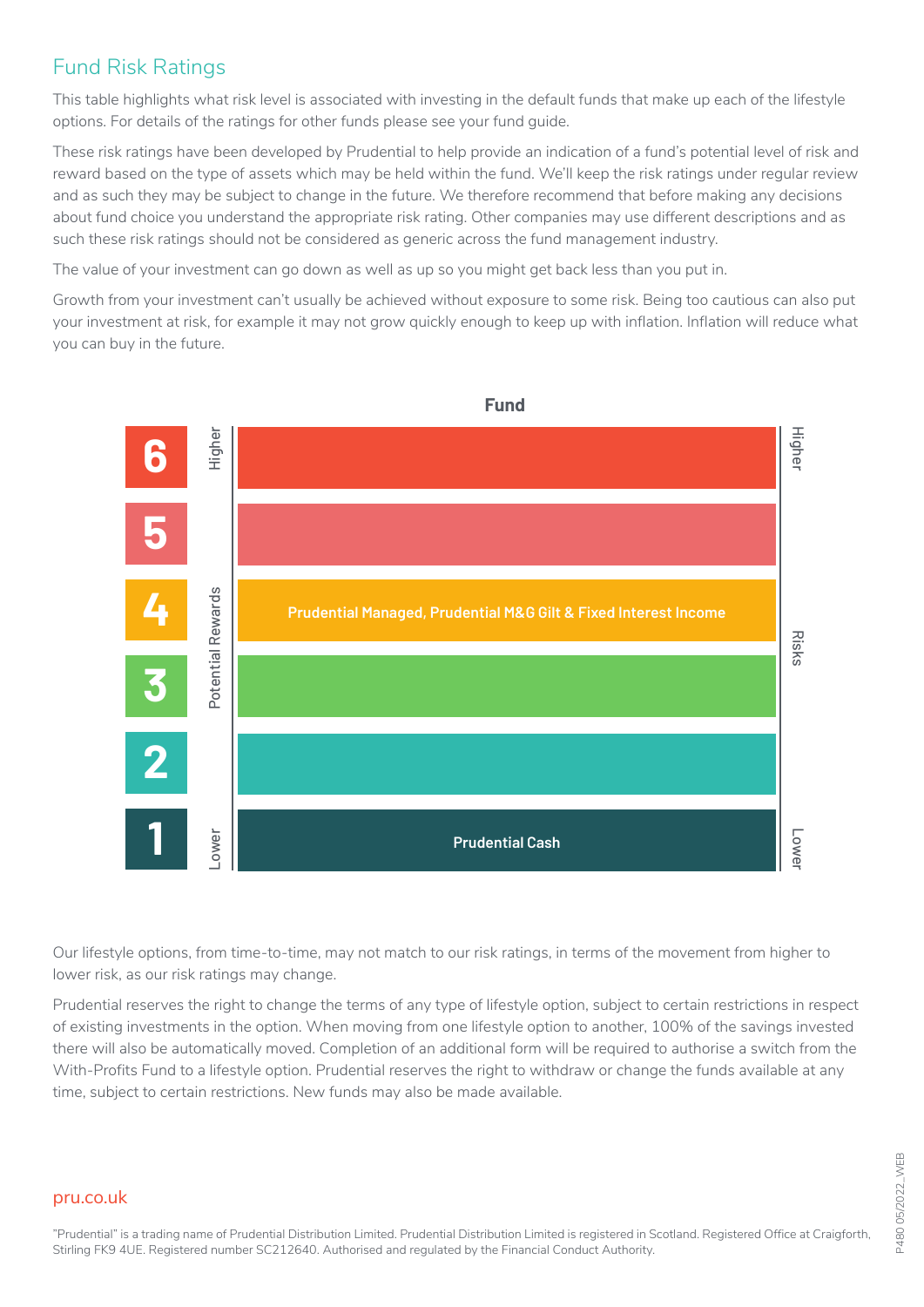## Fund Risk Ratings

This table highlights what risk level is associated with investing in the default funds that make up each of the lifestyle options. For details of the ratings for other funds please see your fund guide.

These risk ratings have been developed by Prudential to help provide an indication of a fund's potential level of risk and reward based on the type of assets which may be held within the fund. We'll keep the risk ratings under regular review and as such they may be subject to change in the future. We therefore recommend that before making any decisions about fund choice you understand the appropriate risk rating. Other companies may use different descriptions and as such these risk ratings should not be considered as generic across the fund management industry.

The value of your investment can go down as well as up so you might get back less than you put in.

Growth from your investment can't usually be achieved without exposure to some risk. Being too cautious can also put your investment at risk, for example it may not grow quickly enough to keep up with inflation. Inflation will reduce what you can buy in the future.

Fund

6
5
4 Prudential Managed, Prudential M&G Gilt & Fixed Interest Income
3
2
1 Prudential Cash

Potential Rewards: Higher / Lower

Risks: Higher / Lower

Our lifestyle options, from time-to-time, may not match to our risk ratings, in terms of the movement from higher to lower risk, as our risk ratings may change.

Prudential reserves the right to change the terms of any type of lifestyle option, subject to certain restrictions in respect of existing investments in the option. When moving from one lifestyle option to another, 100% of the savings invested there will also be automatically moved. Completion of an additional form will be required to authorise a switch from the With-Profits Fund to a lifestyle option. Prudential reserves the right to withdraw or change the funds available at any time, subject to certain restrictions. New funds may also be made available.

pru.co.uk

"Prudential" is a trading name of Prudential Distribution Limited. Prudential Distribution Limited is registered in Scotland. Registered Office at Craigforth, Stirling FK9 4UE. Registered number SC212640. Authorised and regulated by the Financial Conduct Authority.

P480 05/2022_WEB